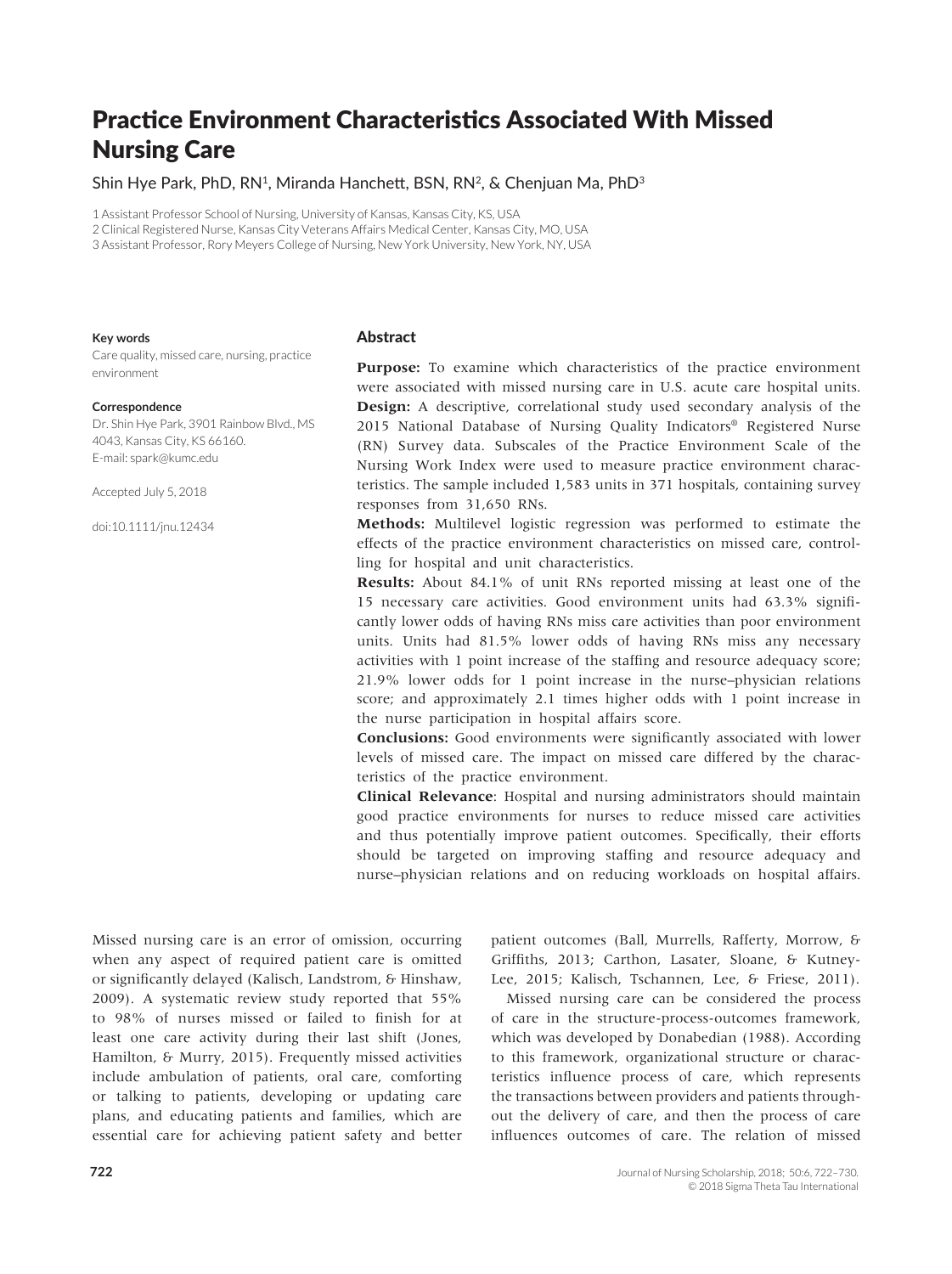# Practice Environment Characteristics Associated With Missed Nursing Care

Shin Hye Park, PhD, RN[1], Miranda Hanchett, BSN, RN[2], & Chenjuan Ma, PhD[3]

1 Assistant Professor School of Nursing, University of Kansas, Kansas City, KS, USA
2 Clinical Registered Nurse, Kansas City Veterans Affairs Medical Center, Kansas City, MO, USA
3 Assistant Professor, Rory Meyers College of Nursing, New York University, New York, NY, USA

**Key words**

Care quality, missed care, nursing, practice environment

**Correspondence**

Dr. Shin Hye Park, 3901 Rainbow Blvd., MS 4043, Kansas City, KS 66160.
E-mail: spark@kumc.edu

Accepted July 5, 2018

doi:10.1111/jnu.12434

## Abstract

**Purpose:** To examine which characteristics of the practice environment were associated with missed nursing care in U.S. acute care hospital units.

**Design:** A descriptive, correlational study used secondary analysis of the 2015 National Database of Nursing Quality Indicators® Registered Nurse (RN) Survey data. Subscales of the Practice Environment Scale of the Nursing Work Index were used to measure practice environment characteristics. The sample included 1,583 units in 371 hospitals, containing survey responses from 31,650 RNs.

**Methods:** Multilevel logistic regression was performed to estimate the effects of the practice environment characteristics on missed care, controlling for hospital and unit characteristics.

**Results:** About 84.1% of unit RNs reported missing at least one of the 15 necessary care activities. Good environment units had 63.3% significantly lower odds of having RNs miss care activities than poor environment units. Units had 81.5% lower odds of having RNs miss any necessary activities with 1 point increase of the staffing and resource adequacy score; 21.9% lower odds for 1 point increase in the nurse–physician relations score; and approximately 2.1 times higher odds with 1 point increase in the nurse participation in hospital affairs score.

**Conclusions:** Good environments were significantly associated with lower levels of missed care. The impact on missed care differed by the characteristics of the practice environment.

**Clinical Relevance**: Hospital and nursing administrators should maintain good practice environments for nurses to reduce missed care activities and thus potentially improve patient outcomes. Specifically, their efforts should be targeted on improving staffing and resource adequacy and nurse–physician relations and on reducing workloads on hospital affairs.

Missed nursing care is an error of omission, occurring when any aspect of required patient care is omitted or significantly delayed (Kalisch, Landstrom, & Hinshaw, 2009). A systematic review study reported that 55% to 98% of nurses missed or failed to finish for at least one care activity during their last shift (Jones, Hamilton, & Murry, 2015). Frequently missed activities include ambulation of patients, oral care, comforting or talking to patients, developing or updating care plans, and educating patients and families, which are essential care for achieving patient safety and better patient outcomes (Ball, Murrells, Rafferty, Morrow, & Griffiths, 2013; Carthon, Lasater, Sloane, & Kutney-Lee, 2015; Kalisch, Tschannen, Lee, & Friese, 2011).

Missed nursing care can be considered the process of care in the structure-process-outcomes framework, which was developed by Donabedian (1988). According to this framework, organizational structure or characteristics influence process of care, which represents the transactions between providers and patients throughout the delivery of care, and then the process of care influences outcomes of care. The relation of missed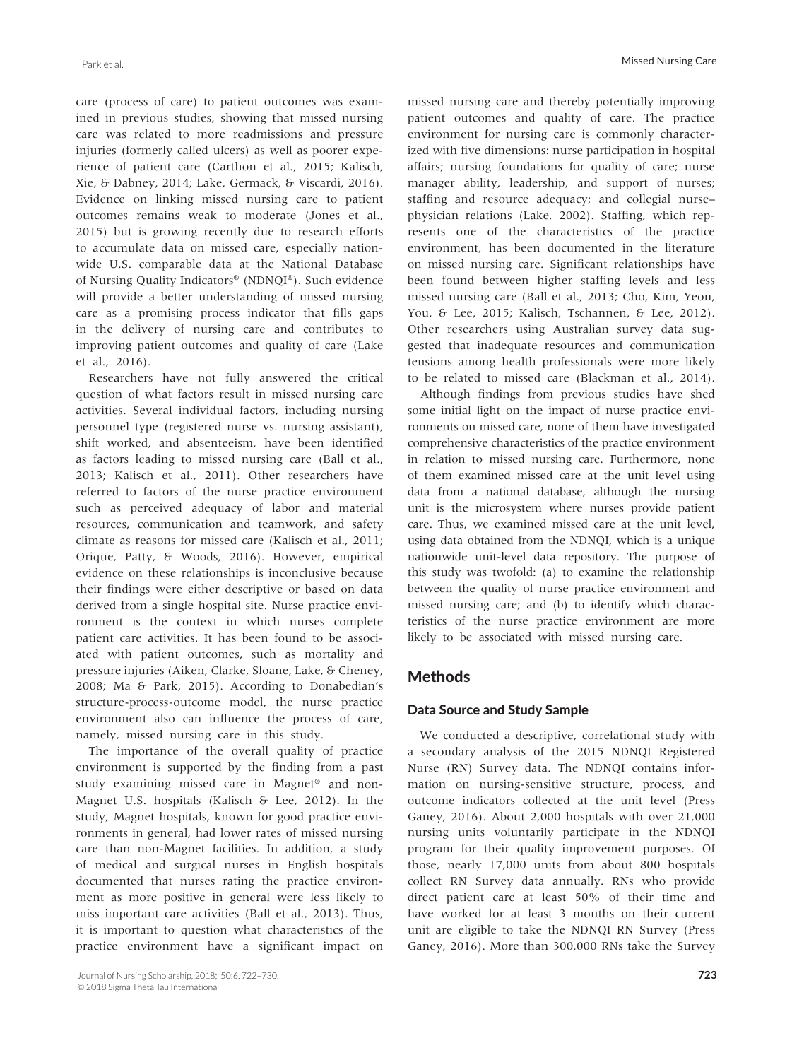care (process of care) to patient outcomes was examined in previous studies, showing that missed nursing care was related to more readmissions and pressure injuries (formerly called ulcers) as well as poorer experience of patient care (Carthon et al., 2015; Kalisch, Xie, & Dabney, 2014; Lake, Germack, & Viscardi, 2016). Evidence on linking missed nursing care to patient outcomes remains weak to moderate (Jones et al., 2015) but is growing recently due to research efforts to accumulate data on missed care, especially nationwide U.S. comparable data at the National Database of Nursing Quality Indicators® (NDNQI®). Such evidence will provide a better understanding of missed nursing care as a promising process indicator that fills gaps in the delivery of nursing care and contributes to improving patient outcomes and quality of care (Lake et al., 2016).

Researchers have not fully answered the critical question of what factors result in missed nursing care activities. Several individual factors, including nursing personnel type (registered nurse vs. nursing assistant), shift worked, and absenteeism, have been identified as factors leading to missed nursing care (Ball et al., 2013; Kalisch et al., 2011). Other researchers have referred to factors of the nurse practice environment such as perceived adequacy of labor and material resources, communication and teamwork, and safety climate as reasons for missed care (Kalisch et al., 2011; Orique, Patty, & Woods, 2016). However, empirical evidence on these relationships is inconclusive because their findings were either descriptive or based on data derived from a single hospital site. Nurse practice environment is the context in which nurses complete patient care activities. It has been found to be associated with patient outcomes, such as mortality and pressure injuries (Aiken, Clarke, Sloane, Lake, & Cheney, 2008; Ma & Park, 2015). According to Donabedian's structure-process-outcome model, the nurse practice environment also can influence the process of care, namely, missed nursing care in this study.

The importance of the overall quality of practice environment is supported by the finding from a past study examining missed care in Magnet® and non-Magnet U.S. hospitals (Kalisch & Lee, 2012). In the study, Magnet hospitals, known for good practice environments in general, had lower rates of missed nursing care than non-Magnet facilities. In addition, a study of medical and surgical nurses in English hospitals documented that nurses rating the practice environment as more positive in general were less likely to miss important care activities (Ball et al., 2013). Thus, it is important to question what characteristics of the practice environment have a significant impact on missed nursing care and thereby potentially improving patient outcomes and quality of care. The practice environment for nursing care is commonly characterized with five dimensions: nurse participation in hospital affairs; nursing foundations for quality of care; nurse manager ability, leadership, and support of nurses; staffing and resource adequacy; and collegial nurse–physician relations (Lake, 2002). Staffing, which represents one of the characteristics of the practice environment, has been documented in the literature on missed nursing care. Significant relationships have been found between higher staffing levels and less missed nursing care (Ball et al., 2013; Cho, Kim, Yeon, You, & Lee, 2015; Kalisch, Tschannen, & Lee, 2012). Other researchers using Australian survey data suggested that inadequate resources and communication tensions among health professionals were more likely to be related to missed care (Blackman et al., 2014).

Although findings from previous studies have shed some initial light on the impact of nurse practice environments on missed care, none of them have investigated comprehensive characteristics of the practice environment in relation to missed nursing care. Furthermore, none of them examined missed care at the unit level using data from a national database, although the nursing unit is the microsystem where nurses provide patient care. Thus, we examined missed care at the unit level, using data obtained from the NDNQI, which is a unique nationwide unit-level data repository. The purpose of this study was twofold: (a) to examine the relationship between the quality of nurse practice environment and missed nursing care; and (b) to identify which characteristics of the nurse practice environment are more likely to be associated with missed nursing care.

## Methods

### Data Source and Study Sample

We conducted a descriptive, correlational study with a secondary analysis of the 2015 NDNQI Registered Nurse (RN) Survey data. The NDNQI contains information on nursing-sensitive structure, process, and outcome indicators collected at the unit level (Press Ganey, 2016). About 2,000 hospitals with over 21,000 nursing units voluntarily participate in the NDNQI program for their quality improvement purposes. Of those, nearly 17,000 units from about 800 hospitals collect RN Survey data annually. RNs who provide direct patient care at least 50% of their time and have worked for at least 3 months on their current unit are eligible to take the NDNQI RN Survey (Press Ganey, 2016). More than 300,000 RNs take the Survey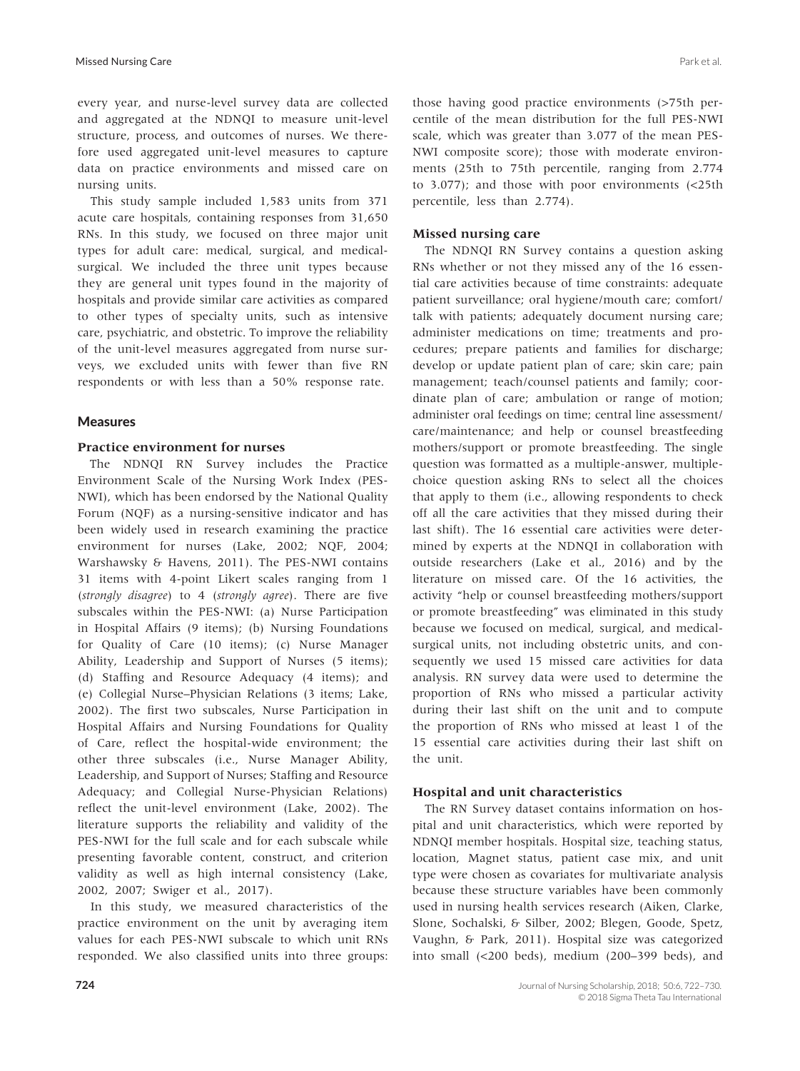every year, and nurse-level survey data are collected and aggregated at the NDNQI to measure unit-level structure, process, and outcomes of nurses. We therefore used aggregated unit-level measures to capture data on practice environments and missed care on nursing units.

This study sample included 1,583 units from 371 acute care hospitals, containing responses from 31,650 RNs. In this study, we focused on three major unit types for adult care: medical, surgical, and medical-surgical. We included the three unit types because they are general unit types found in the majority of hospitals and provide similar care activities as compared to other types of specialty units, such as intensive care, psychiatric, and obstetric. To improve the reliability of the unit-level measures aggregated from nurse surveys, we excluded units with fewer than five RN respondents or with less than a 50% response rate.

## Measures

### Practice environment for nurses

The NDNQI RN Survey includes the Practice Environment Scale of the Nursing Work Index (PES-NWI), which has been endorsed by the National Quality Forum (NQF) as a nursing-sensitive indicator and has been widely used in research examining the practice environment for nurses (Lake, 2002; NQF, 2004; Warshawsky & Havens, 2011). The PES-NWI contains 31 items with 4-point Likert scales ranging from 1 (*strongly disagree*) to 4 (*strongly agree*). There are five subscales within the PES-NWI: (a) Nurse Participation in Hospital Affairs (9 items); (b) Nursing Foundations for Quality of Care (10 items); (c) Nurse Manager Ability, Leadership and Support of Nurses (5 items); (d) Staffing and Resource Adequacy (4 items); and (e) Collegial Nurse–Physician Relations (3 items; Lake, 2002). The first two subscales, Nurse Participation in Hospital Affairs and Nursing Foundations for Quality of Care, reflect the hospital-wide environment; the other three subscales (i.e., Nurse Manager Ability, Leadership, and Support of Nurses; Staffing and Resource Adequacy; and Collegial Nurse-Physician Relations) reflect the unit-level environment (Lake, 2002). The literature supports the reliability and validity of the PES-NWI for the full scale and for each subscale while presenting favorable content, construct, and criterion validity as well as high internal consistency (Lake, 2002, 2007; Swiger et al., 2017).

In this study, we measured characteristics of the practice environment on the unit by averaging item values for each PES-NWI subscale to which unit RNs responded. We also classified units into three groups: those having good practice environments (>75th percentile of the mean distribution for the full PES-NWI scale, which was greater than 3.077 of the mean PES-NWI composite score); those with moderate environments (25th to 75th percentile, ranging from 2.774 to 3.077); and those with poor environments (<25th percentile, less than 2.774).

### Missed nursing care

The NDNQI RN Survey contains a question asking RNs whether or not they missed any of the 16 essential care activities because of time constraints: adequate patient surveillance; oral hygiene/mouth care; comfort/talk with patients; adequately document nursing care; administer medications on time; treatments and procedures; prepare patients and families for discharge; develop or update patient plan of care; skin care; pain management; teach/counsel patients and family; coordinate plan of care; ambulation or range of motion; administer oral feedings on time; central line assessment/care/maintenance; and help or counsel breastfeeding mothers/support or promote breastfeeding. The single question was formatted as a multiple-answer, multiple-choice question asking RNs to select all the choices that apply to them (i.e., allowing respondents to check off all the care activities that they missed during their last shift). The 16 essential care activities were determined by experts at the NDNQI in collaboration with outside researchers (Lake et al., 2016) and by the literature on missed care. Of the 16 activities, the activity "help or counsel breastfeeding mothers/support or promote breastfeeding" was eliminated in this study because we focused on medical, surgical, and medical-surgical units, not including obstetric units, and consequently we used 15 missed care activities for data analysis. RN survey data were used to determine the proportion of RNs who missed a particular activity during their last shift on the unit and to compute the proportion of RNs who missed at least 1 of the 15 essential care activities during their last shift on the unit.

### Hospital and unit characteristics

The RN Survey dataset contains information on hospital and unit characteristics, which were reported by NDNQI member hospitals. Hospital size, teaching status, location, Magnet status, patient case mix, and unit type were chosen as covariates for multivariate analysis because these structure variables have been commonly used in nursing health services research (Aiken, Clarke, Sloane, Sochalski, & Silber, 2002; Blegen, Goode, Spetz, Vaughn, & Park, 2011). Hospital size was categorized into small (<200 beds), medium (200–399 beds), and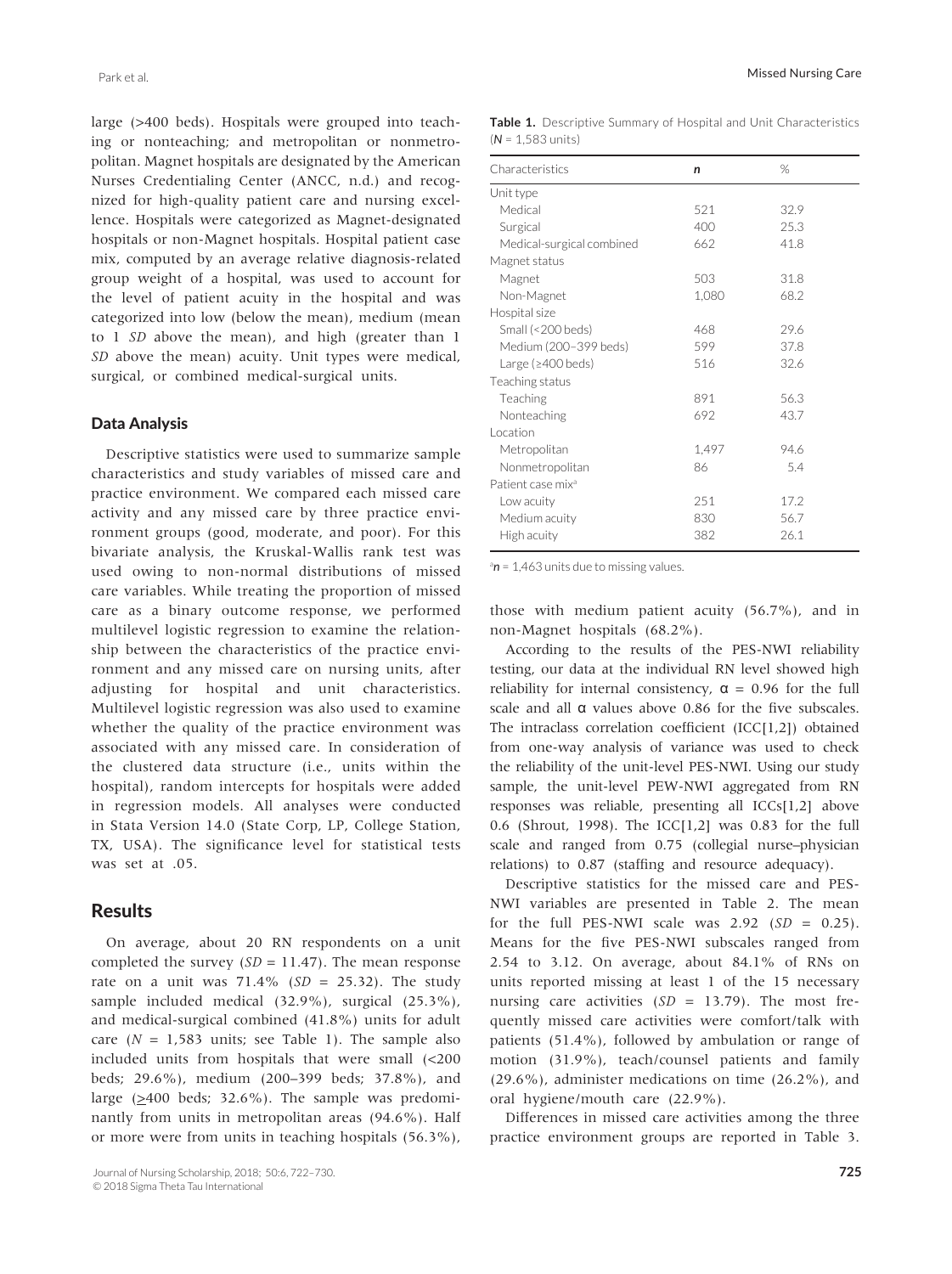large (>400 beds). Hospitals were grouped into teaching or nonteaching; and metropolitan or nonmetropolitan. Magnet hospitals are designated by the American Nurses Credentialing Center (ANCC, n.d.) and recognized for high-quality patient care and nursing excellence. Hospitals were categorized as Magnet-designated hospitals or non-Magnet hospitals. Hospital patient case mix, computed by an average relative diagnosis-related group weight of a hospital, was used to account for the level of patient acuity in the hospital and was categorized into low (below the mean), medium (mean to 1 *SD* above the mean), and high (greater than 1 *SD* above the mean) acuity. Unit types were medical, surgical, or combined medical-surgical units.

### Data Analysis

Descriptive statistics were used to summarize sample characteristics and study variables of missed care and practice environment. We compared each missed care activity and any missed care by three practice environment groups (good, moderate, and poor). For this bivariate analysis, the Kruskal-Wallis rank test was used owing to non-normal distributions of missed care variables. While treating the proportion of missed care as a binary outcome response, we performed multilevel logistic regression to examine the relationship between the characteristics of the practice environment and any missed care on nursing units, after adjusting for hospital and unit characteristics. Multilevel logistic regression was also used to examine whether the quality of the practice environment was associated with any missed care. In consideration of the clustered data structure (i.e., units within the hospital), random intercepts for hospitals were added in regression models. All analyses were conducted in Stata Version 14.0 (State Corp, LP, College Station, TX, USA). The significance level for statistical tests was set at .05.

## Results

On average, about 20 RN respondents on a unit completed the survey (*SD* = 11.47). The mean response rate on a unit was 71.4% (*SD* = 25.32). The study sample included medical (32.9%), surgical (25.3%), and medical-surgical combined (41.8%) units for adult care (*N* = 1,583 units; see Table 1). The sample also included units from hospitals that were small (<200 beds; 29.6%), medium (200–399 beds; 37.8%), and large ($\geq$400 beds; 32.6%). The sample was predominantly from units in metropolitan areas (94.6%). Half or more were from units in teaching hospitals (56.3%), those with medium patient acuity (56.7%), and in non-Magnet hospitals (68.2%).

**Table 1.** Descriptive Summary of Hospital and Unit Characteristics (***N*** = 1,583 units)

| Characteristics | *n* | % |
|---|---|---|
| Unit type | | |
| Medical | 521 | 32.9 |
| Surgical | 400 | 25.3 |
| Medical-surgical combined | 662 | 41.8 |
| Magnet status | | |
| Magnet | 503 | 31.8 |
| Non-Magnet | 1,080 | 68.2 |
| Hospital size | | |
| Small (<200 beds) | 468 | 29.6 |
| Medium (200–399 beds) | 599 | 37.8 |
| Large (≥400 beds) | 516 | 32.6 |
| Teaching status | | |
| Teaching | 891 | 56.3 |
| Nonteaching | 692 | 43.7 |
| Location | | |
| Metropolitan | 1,497 | 94.6 |
| Nonmetropolitan | 86 | 5.4 |
| Patient case mix[a] | | |
| Low acuity | 251 | 17.2 |
| Medium acuity | 830 | 56.7 |
| High acuity | 382 | 26.1 |

[a]***n*** = 1,463 units due to missing values.

According to the results of the PES-NWI reliability testing, our data at the individual RN level showed high reliability for internal consistency, α = 0.96 for the full scale and all α values above 0.86 for the five subscales. The intraclass correlation coefficient (ICC[1,2]) obtained from one-way analysis of variance was used to check the reliability of the unit-level PES-NWI. Using our study sample, the unit-level PEW-NWI aggregated from RN responses was reliable, presenting all ICCs[1,2] above 0.6 (Shrout, 1998). The ICC[1,2] was 0.83 for the full scale and ranged from 0.75 (collegial nurse–physician relations) to 0.87 (staffing and resource adequacy).

Descriptive statistics for the missed care and PES-NWI variables are presented in Table 2. The mean for the full PES-NWI scale was 2.92 (*SD* = 0.25). Means for the five PES-NWI subscales ranged from 2.54 to 3.12. On average, about 84.1% of RNs on units reported missing at least 1 of the 15 necessary nursing care activities (*SD* = 13.79). The most frequently missed care activities were comfort/talk with patients (51.4%), followed by ambulation or range of motion (31.9%), teach/counsel patients and family (29.6%), administer medications on time (26.2%), and oral hygiene/mouth care (22.9%).

Differences in missed care activities among the three practice environment groups are reported in Table 3.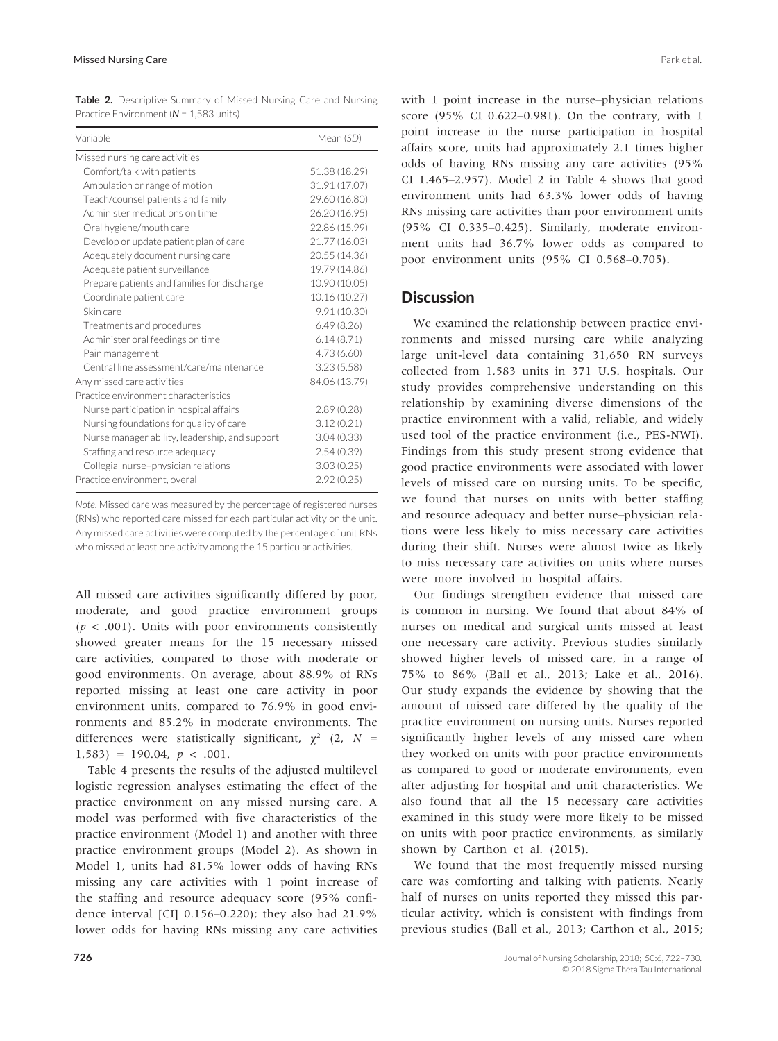**Table 2.** Descriptive Summary of Missed Nursing Care and Nursing Practice Environment (***N*** = 1,583 units)

| Variable | Mean (*SD*) |
|---|---|
| Missed nursing care activities | |
| Comfort/talk with patients | 51.38 (18.29) |
| Ambulation or range of motion | 31.91 (17.07) |
| Teach/counsel patients and family | 29.60 (16.80) |
| Administer medications on time | 26.20 (16.95) |
| Oral hygiene/mouth care | 22.86 (15.99) |
| Develop or update patient plan of care | 21.77 (16.03) |
| Adequately document nursing care | 20.55 (14.36) |
| Adequate patient surveillance | 19.79 (14.86) |
| Prepare patients and families for discharge | 10.90 (10.05) |
| Coordinate patient care | 10.16 (10.27) |
| Skin care | 9.91 (10.30) |
| Treatments and procedures | 6.49 (8.26) |
| Administer oral feedings on time | 6.14 (8.71) |
| Pain management | 4.73 (6.60) |
| Central line assessment/care/maintenance | 3.23 (5.58) |
| Any missed care activities | 84.06 (13.79) |
| Practice environment characteristics | |
| Nurse participation in hospital affairs | 2.89 (0.28) |
| Nursing foundations for quality of care | 3.12 (0.21) |
| Nurse manager ability, leadership, and support | 3.04 (0.33) |
| Staffing and resource adequacy | 2.54 (0.39) |
| Collegial nurse–physician relations | 3.03 (0.25) |
| Practice environment, overall | 2.92 (0.25) |

*Note*. Missed care was measured by the percentage of registered nurses (RNs) who reported care missed for each particular activity on the unit. Any missed care activities were computed by the percentage of unit RNs who missed at least one activity among the 15 particular activities.

All missed care activities significantly differed by poor, moderate, and good practice environment groups ($p < .001$). Units with poor environments consistently showed greater means for the 15 necessary missed care activities, compared to those with moderate or good environments. On average, about 88.9% of RNs reported missing at least one care activity in poor environment units, compared to 76.9% in good environments and 85.2% in moderate environments. The differences were statistically significant, $\chi^2$ (2, $N$ = 1,583) = 190.04, $p < .001$.

Table 4 presents the results of the adjusted multilevel logistic regression analyses estimating the effect of the practice environment on any missed nursing care. A model was performed with five characteristics of the practice environment (Model 1) and another with three practice environment groups (Model 2). As shown in Model 1, units had 81.5% lower odds of having RNs missing any care activities with 1 point increase of the staffing and resource adequacy score (95% confidence interval [CI] 0.156–0.220); they also had 21.9% lower odds for having RNs missing any care activities with 1 point increase in the nurse–physician relations score (95% CI 0.622–0.981). On the contrary, with 1 point increase in the nurse participation in hospital affairs score, units had approximately 2.1 times higher odds of having RNs missing any care activities (95% CI 1.465–2.957). Model 2 in Table 4 shows that good environment units had 63.3% lower odds of having RNs missing care activities than poor environment units (95% CI 0.335–0.425). Similarly, moderate environment units had 36.7% lower odds as compared to poor environment units (95% CI 0.568–0.705).

## Discussion

We examined the relationship between practice environments and missed nursing care while analyzing large unit-level data containing 31,650 RN surveys collected from 1,583 units in 371 U.S. hospitals. Our study provides comprehensive understanding on this relationship by examining diverse dimensions of the practice environment with a valid, reliable, and widely used tool of the practice environment (i.e., PES-NWI). Findings from this study present strong evidence that good practice environments were associated with lower levels of missed care on nursing units. To be specific, we found that nurses on units with better staffing and resource adequacy and better nurse–physician relations were less likely to miss necessary care activities during their shift. Nurses were almost twice as likely to miss necessary care activities on units where nurses were more involved in hospital affairs.

Our findings strengthen evidence that missed care is common in nursing. We found that about 84% of nurses on medical and surgical units missed at least one necessary care activity. Previous studies similarly showed higher levels of missed care, in a range of 75% to 86% (Ball et al., 2013; Lake et al., 2016). Our study expands the evidence by showing that the amount of missed care differed by the quality of the practice environment on nursing units. Nurses reported significantly higher levels of any missed care when they worked on units with poor practice environments as compared to good or moderate environments, even after adjusting for hospital and unit characteristics. We also found that all the 15 necessary care activities examined in this study were more likely to be missed on units with poor practice environments, as similarly shown by Carthon et al. (2015).

We found that the most frequently missed nursing care was comforting and talking with patients. Nearly half of nurses on units reported they missed this particular activity, which is consistent with findings from previous studies (Ball et al., 2013; Carthon et al., 2015;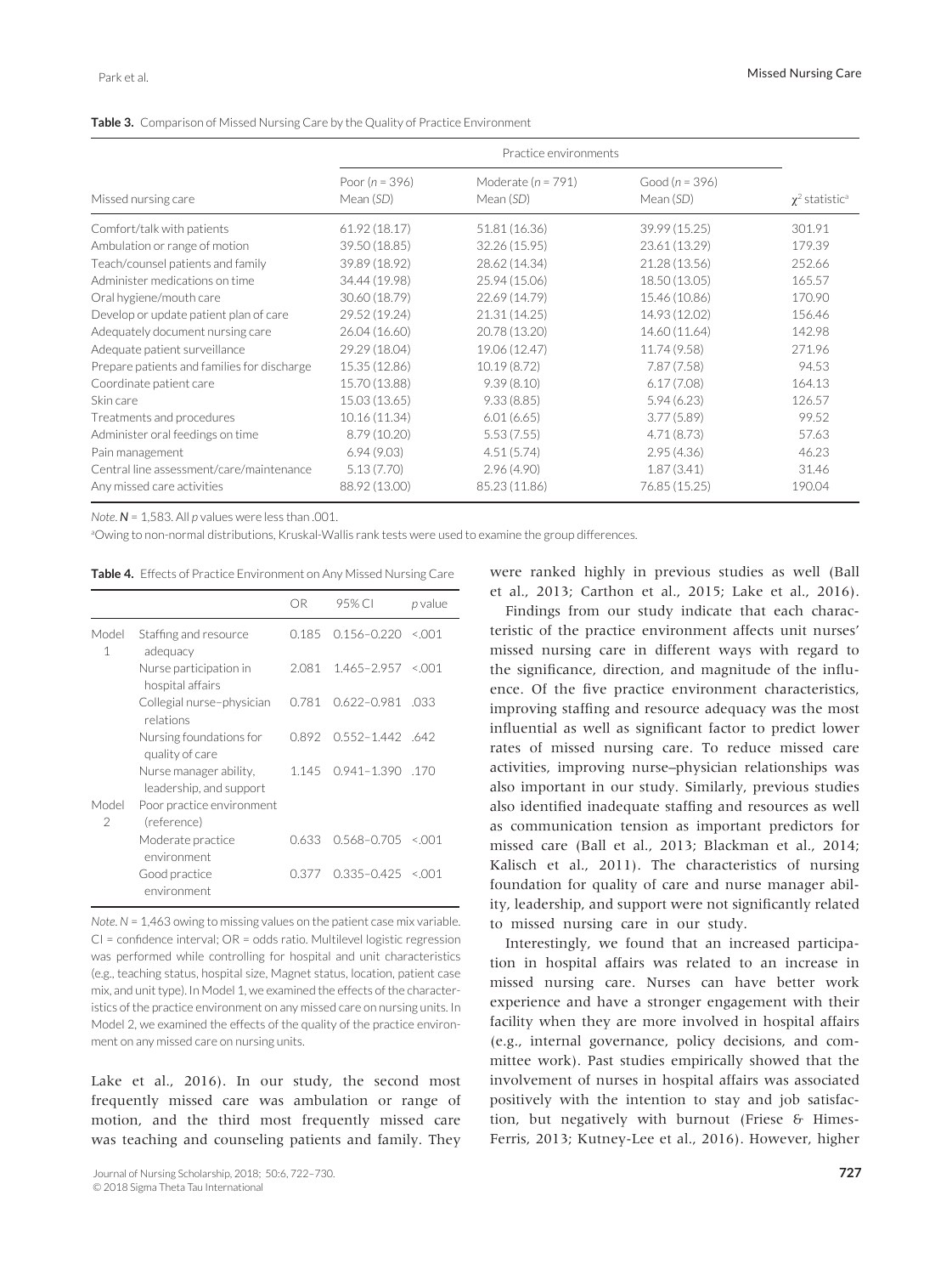**Table 3.** Comparison of Missed Nursing Care by the Quality of Practice Environment

| Missed nursing care | Practice environments | | | |
|---|---|---|---|---|
| | Poor ($n$ = 396) Mean (*SD*) | Moderate ($n$ = 791) Mean (*SD*) | Good ($n$ = 396) Mean (*SD*) | $\chi^2$ statistic[a] |
| Comfort/talk with patients | 61.92 (18.17) | 51.81 (16.36) | 39.99 (15.25) | 301.91 |
| Ambulation or range of motion | 39.50 (18.85) | 32.26 (15.95) | 23.61 (13.29) | 179.39 |
| Teach/counsel patients and family | 39.89 (18.92) | 28.62 (14.34) | 21.28 (13.56) | 252.66 |
| Administer medications on time | 34.44 (19.98) | 25.94 (15.06) | 18.50 (13.05) | 165.57 |
| Oral hygiene/mouth care | 30.60 (18.79) | 22.69 (14.79) | 15.46 (10.86) | 170.90 |
| Develop or update patient plan of care | 29.52 (19.24) | 21.31 (14.25) | 14.93 (12.02) | 156.46 |
| Adequately document nursing care | 26.04 (16.60) | 20.78 (13.20) | 14.60 (11.64) | 142.98 |
| Adequate patient surveillance | 29.29 (18.04) | 19.06 (12.47) | 11.74 (9.58) | 271.96 |
| Prepare patients and families for discharge | 15.35 (12.86) | 10.19 (8.72) | 7.87 (7.58) | 94.53 |
| Coordinate patient care | 15.70 (13.88) | 9.39 (8.10) | 6.17 (7.08) | 164.13 |
| Skin care | 15.03 (13.65) | 9.33 (8.85) | 5.94 (6.23) | 126.57 |
| Treatments and procedures | 10.16 (11.34) | 6.01 (6.65) | 3.77 (5.89) | 99.52 |
| Administer oral feedings on time | 8.79 (10.20) | 5.53 (7.55) | 4.71 (8.73) | 57.63 |
| Pain management | 6.94 (9.03) | 4.51 (5.74) | 2.95 (4.36) | 46.23 |
| Central line assessment/care/maintenance | 5.13 (7.70) | 2.96 (4.90) | 1.87 (3.41) | 31.46 |
| Any missed care activities | 88.92 (13.00) | 85.23 (11.86) | 76.85 (15.25) | 190.04 |

*Note.* $N$ = 1,583. All $p$ values were less than .001.

[a]Owing to non-normal distributions, Kruskal-Wallis rank tests were used to examine the group differences.

**Table 4.** Effects of Practice Environment on Any Missed Nursing Care

| | | OR | 95% CI | $p$ value |
|---|---|---|---|---|
| Model 1 | Staffing and resource adequacy | 0.185 | 0.156–0.220 | <.001 |
| | Nurse participation in hospital affairs | 2.081 | 1.465–2.957 | <.001 |
| | Collegial nurse–physician relations | 0.781 | 0.622–0.981 | .033 |
| | Nursing foundations for quality of care | 0.892 | 0.552–1.442 | .642 |
| | Nurse manager ability, leadership, and support | 1.145 | 0.941–1.390 | .170 |
| Model 2 | Poor practice environment (reference) | | | |
| | Moderate practice environment | 0.633 | 0.568–0.705 | <.001 |
| | Good practice environment | 0.377 | 0.335–0.425 | <.001 |

*Note.* $N$ = 1,463 owing to missing values on the patient case mix variable. CI = confidence interval; OR = odds ratio. Multilevel logistic regression was performed while controlling for hospital and unit characteristics (e.g., teaching status, hospital size, Magnet status, location, patient case mix, and unit type). In Model 1, we examined the effects of the characteristics of the practice environment on any missed care on nursing units. In Model 2, we examined the effects of the quality of the practice environment on any missed care on nursing units.

Lake et al., 2016). In our study, the second most frequently missed care was ambulation or range of motion, and the third most frequently missed care was teaching and counseling patients and family. They were ranked highly in previous studies as well (Ball et al., 2013; Carthon et al., 2015; Lake et al., 2016).

Findings from our study indicate that each characteristic of the practice environment affects unit nurses' missed nursing care in different ways with regard to the significance, direction, and magnitude of the influence. Of the five practice environment characteristics, improving staffing and resource adequacy was the most influential as well as significant factor to predict lower rates of missed nursing care. To reduce missed care activities, improving nurse–physician relationships was also important in our study. Similarly, previous studies also identified inadequate staffing and resources as well as communication tension as important predictors for missed care (Ball et al., 2013; Blackman et al., 2014; Kalisch et al., 2011). The characteristics of nursing foundation for quality of care and nurse manager ability, leadership, and support were not significantly related to missed nursing care in our study.

Interestingly, we found that an increased participation in hospital affairs was related to an increase in missed nursing care. Nurses can have better work experience and have a stronger engagement with their facility when they are more involved in hospital affairs (e.g., internal governance, policy decisions, and committee work). Past studies empirically showed that the involvement of nurses in hospital affairs was associated positively with the intention to stay and job satisfaction, but negatively with burnout (Friese & Himes-Ferris, 2013; Kutney-Lee et al., 2016). However, higher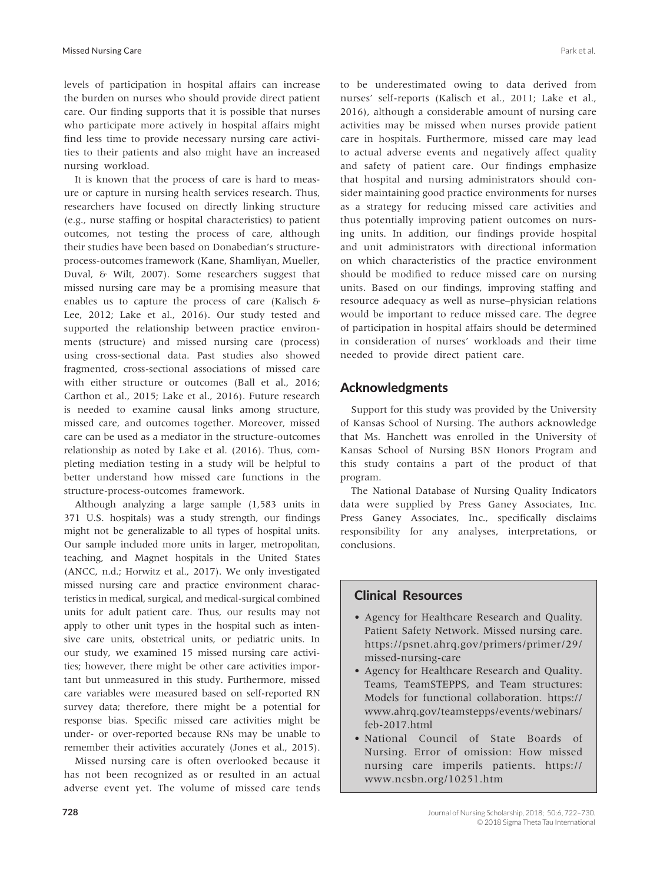levels of participation in hospital affairs can increase the burden on nurses who should provide direct patient care. Our finding supports that it is possible that nurses who participate more actively in hospital affairs might find less time to provide necessary nursing care activities to their patients and also might have an increased nursing workload.

It is known that the process of care is hard to measure or capture in nursing health services research. Thus, researchers have focused on directly linking structure (e.g., nurse staffing or hospital characteristics) to patient outcomes, not testing the process of care, although their studies have been based on Donabedian's structure-process-outcomes framework (Kane, Shamliyan, Mueller, Duval, & Wilt, 2007). Some researchers suggest that missed nursing care may be a promising measure that enables us to capture the process of care (Kalisch & Lee, 2012; Lake et al., 2016). Our study tested and supported the relationship between practice environments (structure) and missed nursing care (process) using cross-sectional data. Past studies also showed fragmented, cross-sectional associations of missed care with either structure or outcomes (Ball et al., 2016; Carthon et al., 2015; Lake et al., 2016). Future research is needed to examine causal links among structure, missed care, and outcomes together. Moreover, missed care can be used as a mediator in the structure-outcomes relationship as noted by Lake et al. (2016). Thus, completing mediation testing in a study will be helpful to better understand how missed care functions in the structure-process-outcomes framework.

Although analyzing a large sample (1,583 units in 371 U.S. hospitals) was a study strength, our findings might not be generalizable to all types of hospital units. Our sample included more units in larger, metropolitan, teaching, and Magnet hospitals in the United States (ANCC, n.d.; Horwitz et al., 2017). We only investigated missed nursing care and practice environment characteristics in medical, surgical, and medical-surgical combined units for adult patient care. Thus, our results may not apply to other unit types in the hospital such as intensive care units, obstetrical units, or pediatric units. In our study, we examined 15 missed nursing care activities; however, there might be other care activities important but unmeasured in this study. Furthermore, missed care variables were measured based on self-reported RN survey data; therefore, there might be a potential for response bias. Specific missed care activities might be under- or over-reported because RNs may be unable to remember their activities accurately (Jones et al., 2015).

Missed nursing care is often overlooked because it has not been recognized as or resulted in an actual adverse event yet. The volume of missed care tends to be underestimated owing to data derived from nurses' self-reports (Kalisch et al., 2011; Lake et al., 2016), although a considerable amount of nursing care activities may be missed when nurses provide patient care in hospitals. Furthermore, missed care may lead to actual adverse events and negatively affect quality and safety of patient care. Our findings emphasize that hospital and nursing administrators should consider maintaining good practice environments for nurses as a strategy for reducing missed care activities and thus potentially improving patient outcomes on nursing units. In addition, our findings provide hospital and unit administrators with directional information on which characteristics of the practice environment should be modified to reduce missed care on nursing units. Based on our findings, improving staffing and resource adequacy as well as nurse–physician relations would be important to reduce missed care. The degree of participation in hospital affairs should be determined in consideration of nurses' workloads and their time needed to provide direct patient care.

## Acknowledgments

Support for this study was provided by the University of Kansas School of Nursing. The authors acknowledge that Ms. Hanchett was enrolled in the University of Kansas School of Nursing BSN Honors Program and this study contains a part of the product of that program.

The National Database of Nursing Quality Indicators data were supplied by Press Ganey Associates, Inc. Press Ganey Associates, Inc., specifically disclaims responsibility for any analyses, interpretations, or conclusions.

### Clinical Resources

- Agency for Healthcare Research and Quality. Patient Safety Network. Missed nursing care. https://psnet.ahrq.gov/primers/primer/29/missed-nursing-care
- Agency for Healthcare Research and Quality. Teams, TeamSTEPPS, and Team structures: Models for functional collaboration. https://www.ahrq.gov/teamstepps/events/webinars/feb-2017.html
- National Council of State Boards of Nursing. Error of omission: How missed nursing care imperils patients. https://www.ncsbn.org/10251.htm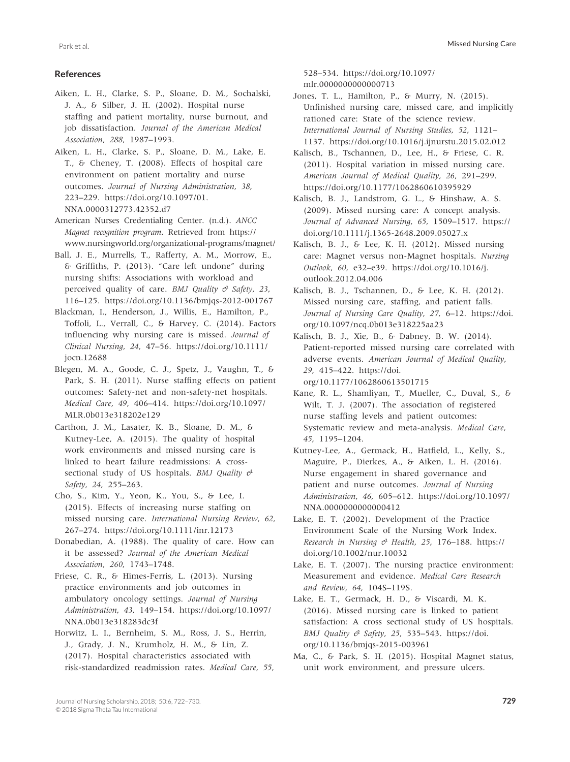## References

Aiken, L. H., Clarke, S. P., Sloane, D. M., Sochalski, J. A., & Silber, J. H. (2002). Hospital nurse staffing and patient mortality, nurse burnout, and job dissatisfaction. *Journal of the American Medical Association*, *288*, 1987–1993.

Aiken, L. H., Clarke, S. P., Sloane, D. M., Lake, E. T., & Cheney, T. (2008). Effects of hospital care environment on patient mortality and nurse outcomes. *Journal of Nursing Administration*, *38*, 223–229. https://doi.org/10.1097/01.NNA.0000312773.42352.d7

American Nurses Credentialing Center. (n.d.). *ANCC Magnet recognition program*. Retrieved from https://www.nursingworld.org/organizational-programs/magnet/

Ball, J. E., Murrells, T., Rafferty, A. M., Morrow, E., & Griffiths, P. (2013). "Care left undone" during nursing shifts: Associations with workload and perceived quality of care. *BMJ Quality & Safety*, *23*, 116–125. https://doi.org/10.1136/bmjqs-2012-001767

Blackman, I., Henderson, J., Willis, E., Hamilton, P., Toffoli, L., Verrall, C., & Harvey, C. (2014). Factors influencing why nursing care is missed. *Journal of Clinical Nursing*, *24*, 47–56. https://doi.org/10.1111/jocn.12688

Blegen, M. A., Goode, C. J., Spetz, J., Vaughn, T., & Park, S. H. (2011). Nurse staffing effects on patient outcomes: Safety-net and non-safety-net hospitals. *Medical Care*, *49*, 406–414. https://doi.org/10.1097/MLR.0b013e318202e129

Carthon, J. M., Lasater, K. B., Sloane, D. M., & Kutney-Lee, A. (2015). The quality of hospital work environments and missed nursing care is linked to heart failure readmissions: A cross-sectional study of US hospitals. *BMJ Quality & Safety*, *24*, 255–263.

Cho, S., Kim, Y., Yeon, K., You, S., & Lee, I. (2015). Effects of increasing nurse staffing on missed nursing care. *International Nursing Review*, *62*, 267–274. https://doi.org/10.1111/inr.12173

Donabedian, A. (1988). The quality of care. How can it be assessed? *Journal of the American Medical Association*, *260*, 1743–1748.

Friese, C. R., & Himes-Ferris, L. (2013). Nursing practice environments and job outcomes in ambulatory oncology settings. *Journal of Nursing Administration*, *43*, 149–154. https://doi.org/10.1097/NNA.0b013e318283dc3f

Horwitz, L. I., Bernheim, S. M., Ross, J. S., Herrin, J., Grady, J. N., Krumholz, H. M., & Lin, Z. (2017). Hospital characteristics associated with risk-standardized readmission rates. *Medical Care*, *55*, 528–534. https://doi.org/10.1097/mlr.0000000000000713

Jones, T. L., Hamilton, P., & Murry, N. (2015). Unfinished nursing care, missed care, and implicitly rationed care: State of the science review. *International Journal of Nursing Studies*, *52*, 1121–1137. https://doi.org/10.1016/j.ijnurstu.2015.02.012

Kalisch, B., Tschannen, D., Lee, H., & Friese, C. R. (2011). Hospital variation in missed nursing care. *American Journal of Medical Quality*, *26*, 291–299. https://doi.org/10.1177/1062860610395929

Kalisch, B. J., Landstrom, G. L., & Hinshaw, A. S. (2009). Missed nursing care: A concept analysis. *Journal of Advanced Nursing*, *65*, 1509–1517. https://doi.org/10.1111/j.1365-2648.2009.05027.x

Kalisch, B. J., & Lee, K. H. (2012). Missed nursing care: Magnet versus non-Magnet hospitals. *Nursing Outlook*, *60*, e32–e39. https://doi.org/10.1016/j.outlook.2012.04.006

Kalisch, B. J., Tschannen, D., & Lee, K. H. (2012). Missed nursing care, staffing, and patient falls. *Journal of Nursing Care Quality*, *27*, 6–12. https://doi.org/10.1097/ncq.0b013e318225aa23

Kalisch, B. J., Xie, B., & Dabney, B. W. (2014). Patient-reported missed nursing care correlated with adverse events. *American Journal of Medical Quality*, *29*, 415–422. https://doi.org/10.1177/1062860613501715

Kane, R. L., Shamliyan, T., Mueller, C., Duval, S., & Wilt, T. J. (2007). The association of registered nurse staffing levels and patient outcomes: Systematic review and meta-analysis. *Medical Care*, *45*, 1195–1204.

Kutney-Lee, A., Germack, H., Hatfield, L., Kelly, S., Maguire, P., Dierkes, A., & Aiken, L. H. (2016). Nurse engagement in shared governance and patient and nurse outcomes. *Journal of Nursing Administration*, *46*, 605–612. https://doi.org/10.1097/NNA.0000000000000412

Lake, E. T. (2002). Development of the Practice Environment Scale of the Nursing Work Index. *Research in Nursing & Health*, *25*, 176–188. https://doi.org/10.1002/nur.10032

Lake, E. T. (2007). The nursing practice environment: Measurement and evidence. *Medical Care Research and Review*, *64*, 104S–119S.

Lake, E. T., Germack, H. D., & Viscardi, M. K. (2016). Missed nursing care is linked to patient satisfaction: A cross sectional study of US hospitals. *BMJ Quality & Safety*, *25*, 535–543. https://doi.org/10.1136/bmjqs-2015-003961

Ma, C., & Park, S. H. (2015). Hospital Magnet status, unit work environment, and pressure ulcers.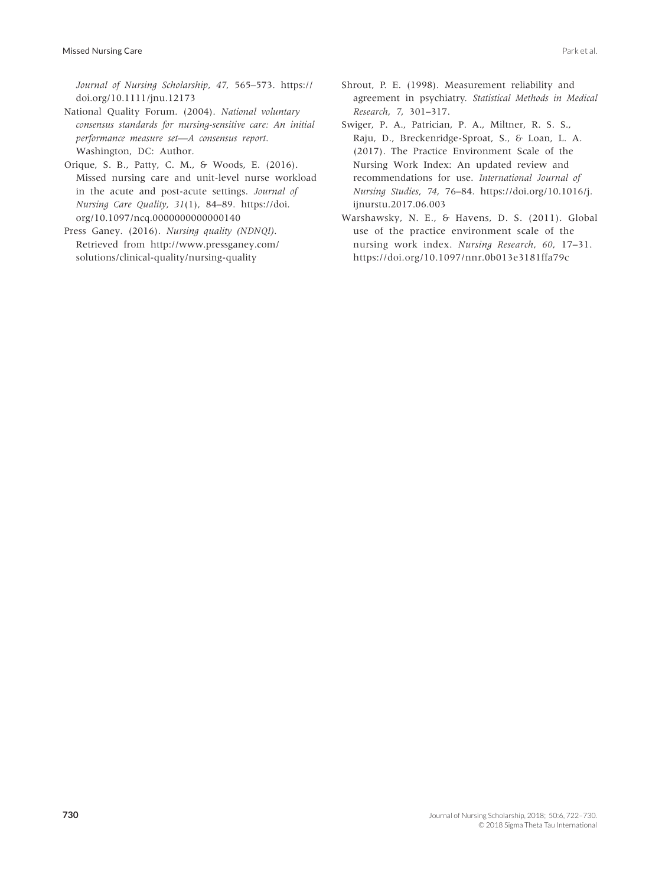*Journal of Nursing Scholarship*, *47*, 565–573. https://doi.org/10.1111/jnu.12173

National Quality Forum. (2004). *National voluntary consensus standards for nursing-sensitive care: An initial performance measure set—A consensus report*. Washington, DC: Author.

Orique, S. B., Patty, C. M., & Woods, E. (2016). Missed nursing care and unit-level nurse workload in the acute and post-acute settings. *Journal of Nursing Care Quality*, *31*(1), 84–89. https://doi.org/10.1097/ncq.0000000000000140

Press Ganey. (2016). *Nursing quality (NDNQI)*. Retrieved from http://www.pressganey.com/solutions/clinical-quality/nursing-quality

Shrout, P. E. (1998). Measurement reliability and agreement in psychiatry. *Statistical Methods in Medical Research*, *7*, 301–317.

Swiger, P. A., Patrician, P. A., Miltner, R. S. S., Raju, D., Breckenridge-Sproat, S., & Loan, L. A. (2017). The Practice Environment Scale of the Nursing Work Index: An updated review and recommendations for use. *International Journal of Nursing Studies*, *74*, 76–84. https://doi.org/10.1016/j.ijnurstu.2017.06.003

Warshawsky, N. E., & Havens, D. S. (2011). Global use of the practice environment scale of the nursing work index. *Nursing Research*, *60*, 17–31. https://doi.org/10.1097/nnr.0b013e3181ffa79c